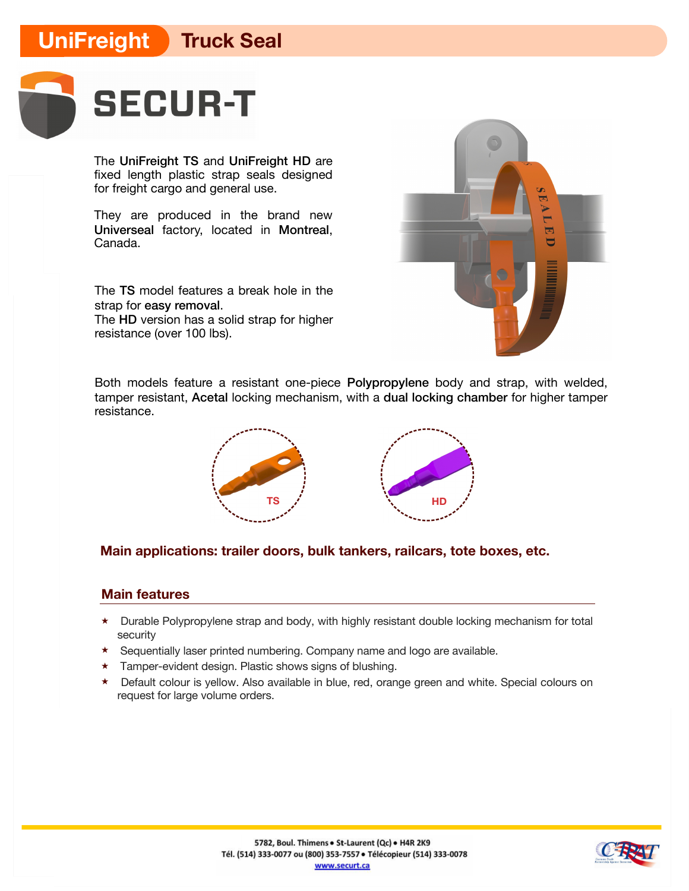# UniFreight Truck Seal

## SECUR-T

The **UniFreight TS** and **UniFreight HD** are fixed length plastic strap seals designed for freight cargo and general use.

They are produced in the brand new **Universeal** factory, located in **Montreal**, Canada.

The **TS** model features a break hole in the strap for **easy removal**.
The **HD** version has a solid strap for higher resistance (over 100 lbs).

Both models feature a resistant one-piece **Polypropylene** body and strap, with welded, tamper resistant, **Acetal** locking mechanism, with a **dual locking chamber** for higher tamper resistance.

TS

HD

### Main applications: trailer doors, bulk tankers, railcars, tote boxes, etc.

### Main features

- Durable Polypropylene strap and body, with highly resistant double locking mechanism for total security
- Sequentially laser printed numbering. Company name and logo are available.
- Tamper-evident design. Plastic shows signs of blushing.
- Default colour is yellow. Also available in blue, red, orange green and white. Special colours on request for large volume orders.

5782, Boul. Thimens • St-Laurent (Qc) • H4R 2K9
Tél. (514) 333-0077 ou (800) 353-7557 • Télécopieur (514) 333-0078
www.securt.ca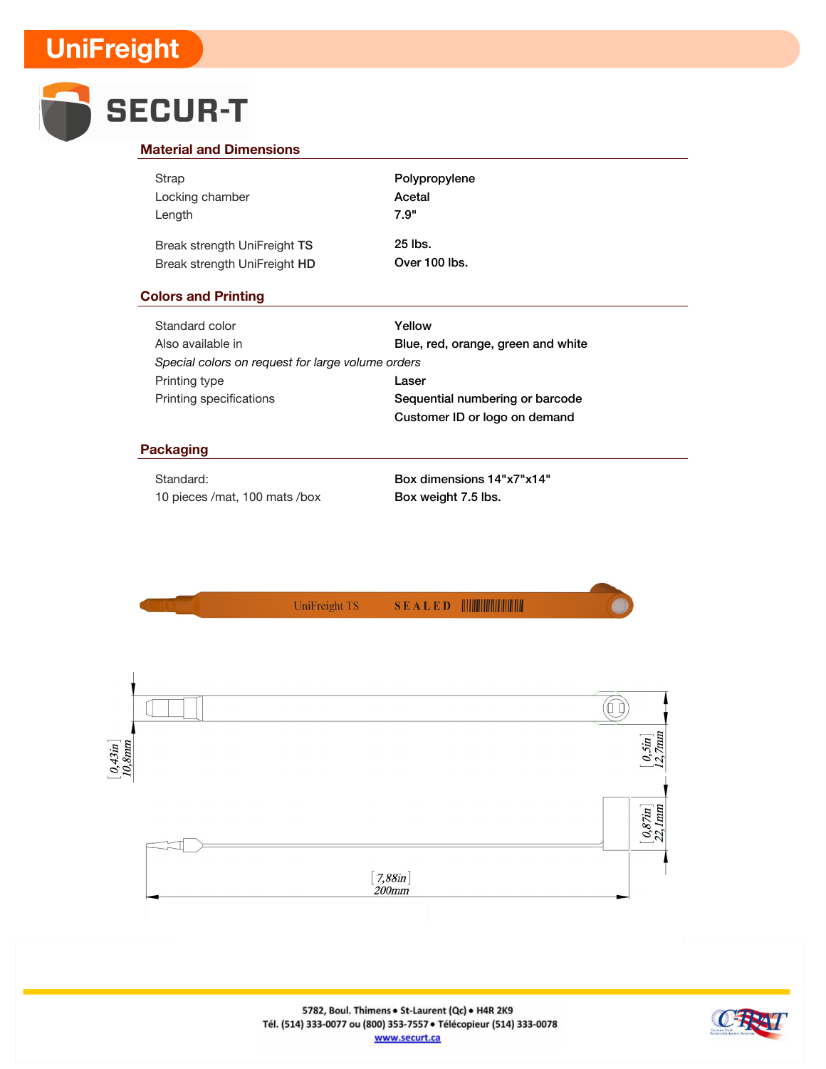# UniFreight

SECUR-T

## Material and Dimensions

| | |
|---|---|
| Strap | Polypropylene |
| Locking chamber | Acetal |
| Length | 7.9" |
| Break strength UniFreight **TS** | 25 lbs. |
| Break strength UniFreight **HD** | Over 100 lbs. |

## Colors and Printing

| | |
|---|---|
| Standard color | Yellow |
| Also available in | Blue, red, orange, green and white |
| *Special colors on request for large volume orders* | |
| Printing type | Laser |
| Printing specifications | Sequential numbering or barcode |
| | Customer ID or logo on demand |

## Packaging

| | |
|---|---|
| Standard: | Box dimensions 14"x7"x14" |
| 10 pieces /mat, 100 mats /box | Box weight 7.5 lbs. |

UniFreight TS SEALED

[0,43in] 10,8mm

[0,5in] 12,7mm

[0,87in] 22,1mm

[7,88in] 200mm

5782, Boul. Thimens • St-Laurent (Qc) • H4R 2K9
Tél. (514) 333-0077 ou (800) 353-7557 • Télécopieur (514) 333-0078
www.securt.ca